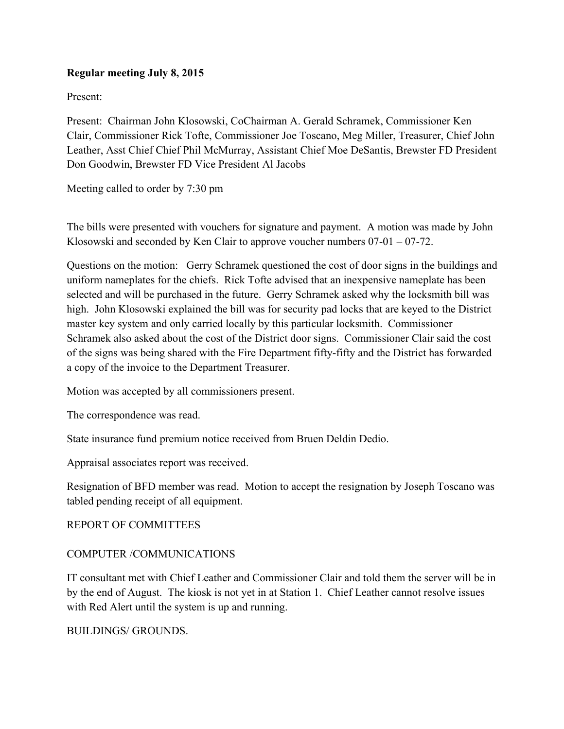**Regular meeting July 8, 2015**

Present:

Present: Chairman John Klosowski, CoChairman A. Gerald Schramek, Commissioner Ken Clair, Commissioner Rick Tofte, Commissioner Joe Toscano, Meg Miller, Treasurer, Chief John Leather, Asst Chief Chief Phil McMurray, Assistant Chief Moe DeSantis, Brewster FD President Don Goodwin, Brewster FD Vice President Al Jacobs

Meeting called to order by 7:30 pm

The bills were presented with vouchers for signature and payment. A motion was made by John Klosowski and seconded by Ken Clair to approve voucher numbers 07-01 – 07-72.

Questions on the motion: Gerry Schramek questioned the cost of door signs in the buildings and uniform nameplates for the chiefs. Rick Tofte advised that an inexpensive nameplate has been selected and will be purchased in the future. Gerry Schramek asked why the locksmith bill was high. John Klosowski explained the bill was for security pad locks that are keyed to the District master key system and only carried locally by this particular locksmith. Commissioner Schramek also asked about the cost of the District door signs. Commissioner Clair said the cost of the signs was being shared with the Fire Department fifty-fifty and the District has forwarded a copy of the invoice to the Department Treasurer.

Motion was accepted by all commissioners present.

The correspondence was read.

State insurance fund premium notice received from Bruen Deldin Dedio.

Appraisal associates report was received.

Resignation of BFD member was read. Motion to accept the resignation by Joseph Toscano was tabled pending receipt of all equipment.

REPORT OF COMMITTEES

COMPUTER /COMMUNICATIONS

IT consultant met with Chief Leather and Commissioner Clair and told them the server will be in by the end of August. The kiosk is not yet in at Station 1. Chief Leather cannot resolve issues with Red Alert until the system is up and running.

BUILDINGS/ GROUNDS.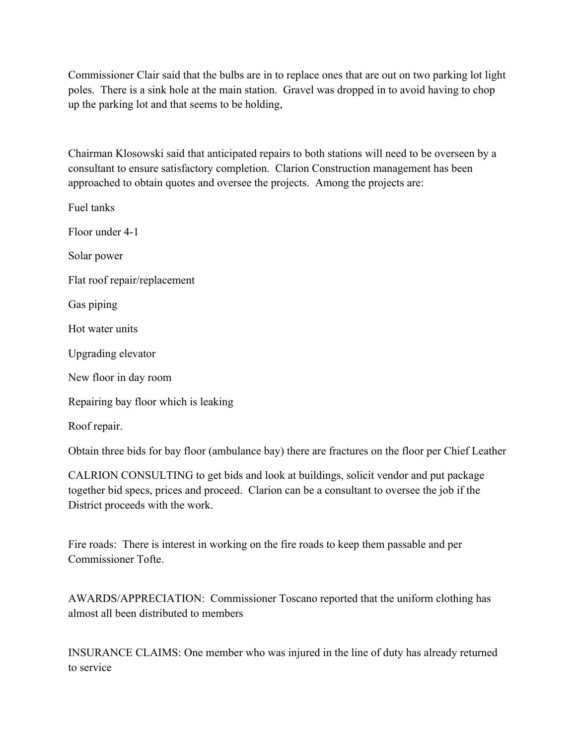Commissioner Clair said that the bulbs are in to replace ones that are out on two parking lot light poles. There is a sink hole at the main station. Gravel was dropped in to avoid having to chop up the parking lot and that seems to be holding,

Chairman Klosowski said that anticipated repairs to both stations will need to be overseen by a consultant to ensure satisfactory completion. Clarion Construction management has been approached to obtain quotes and oversee the projects. Among the projects are:

Fuel tanks

Floor under 4-1

Solar power

Flat roof repair/replacement

Gas piping

Hot water units

Upgrading elevator

New floor in day room

Repairing bay floor which is leaking

Roof repair.

Obtain three bids for bay floor (ambulance bay) there are fractures on the floor per Chief Leather

CALRION CONSULTING to get bids and look at buildings, solicit vendor and put package together bid specs, prices and proceed. Clarion can be a consultant to oversee the job if the District proceeds with the work.

Fire roads: There is interest in working on the fire roads to keep them passable and per Commissioner Tofte.

AWARDS/APPRECIATION: Commissioner Toscano reported that the uniform clothing has almost all been distributed to members

INSURANCE CLAIMS: One member who was injured in the line of duty has already returned to service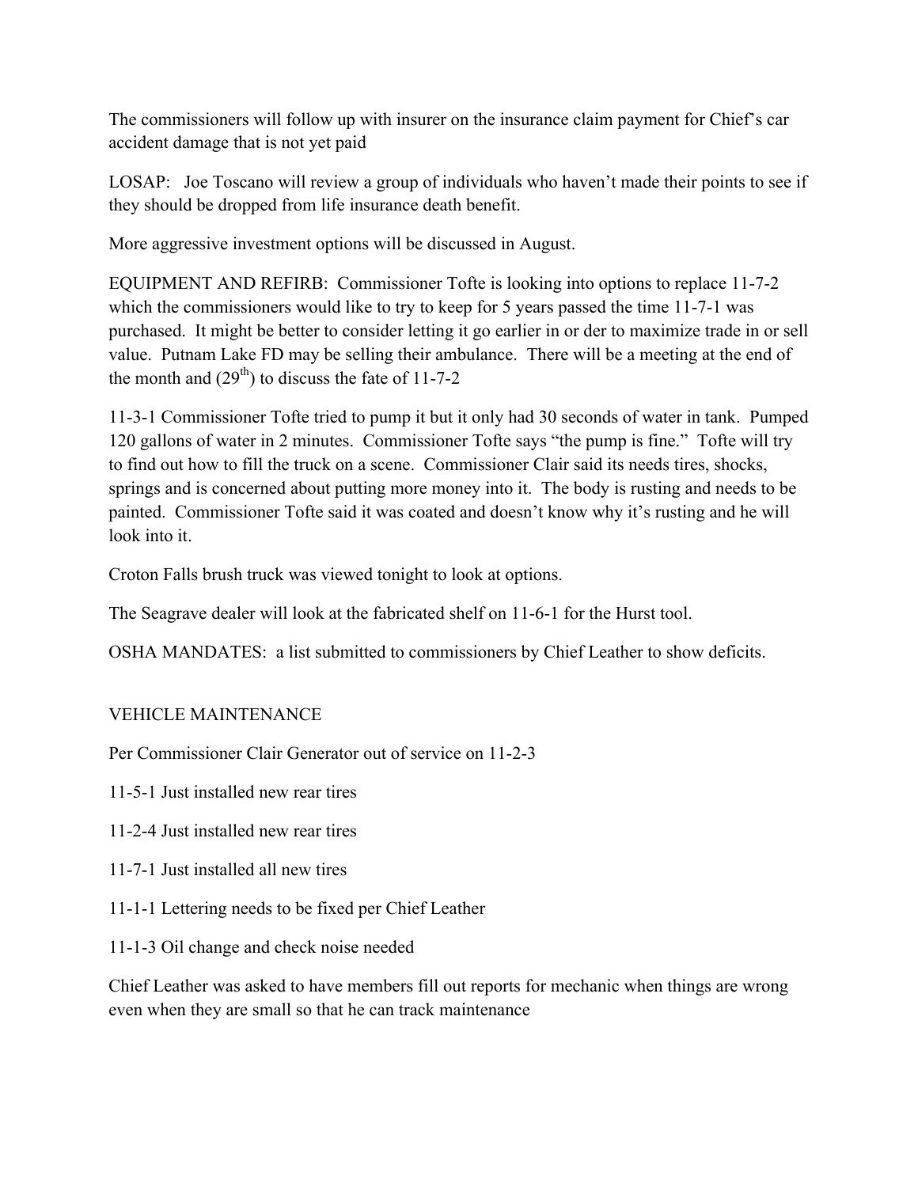The commissioners will follow up with insurer on the insurance claim payment for Chief's car accident damage that is not yet paid

LOSAP: Joe Toscano will review a group of individuals who haven't made their points to see if they should be dropped from life insurance death benefit.

More aggressive investment options will be discussed in August.

EQUIPMENT AND REFIRB: Commissioner Tofte is looking into options to replace 11-7-2 which the commissioners would like to try to keep for 5 years passed the time 11-7-1 was purchased. It might be better to consider letting it go earlier in or der to maximize trade in or sell value. Putnam Lake FD may be selling their ambulance. There will be a meeting at the end of the month and (29th) to discuss the fate of 11-7-2

11-3-1 Commissioner Tofte tried to pump it but it only had 30 seconds of water in tank. Pumped 120 gallons of water in 2 minutes. Commissioner Tofte says "the pump is fine." Tofte will try to find out how to fill the truck on a scene. Commissioner Clair said its needs tires, shocks, springs and is concerned about putting more money into it. The body is rusting and needs to be painted. Commissioner Tofte said it was coated and doesn't know why it's rusting and he will look into it.

Croton Falls brush truck was viewed tonight to look at options.

The Seagrave dealer will look at the fabricated shelf on 11-6-1 for the Hurst tool.

OSHA MANDATES: a list submitted to commissioners by Chief Leather to show deficits.

VEHICLE MAINTENANCE

Per Commissioner Clair Generator out of service on 11-2-3

11-5-1 Just installed new rear tires

11-2-4 Just installed new rear tires

11-7-1 Just installed all new tires

11-1-1 Lettering needs to be fixed per Chief Leather

11-1-3 Oil change and check noise needed

Chief Leather was asked to have members fill out reports for mechanic when things are wrong even when they are small so that he can track maintenance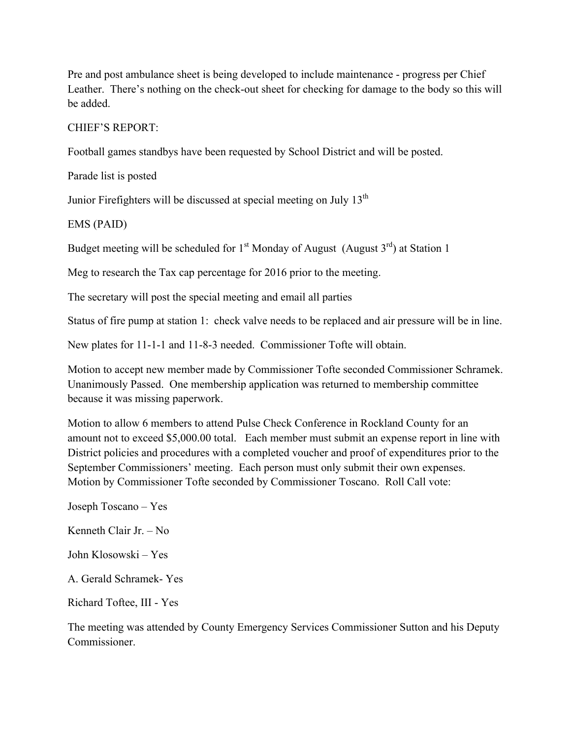Pre and post ambulance sheet is being developed to include maintenance - progress per Chief Leather. There's nothing on the check-out sheet for checking for damage to the body so this will be added.

CHIEF'S REPORT:

Football games standbys have been requested by School District and will be posted.

Parade list is posted

Junior Firefighters will be discussed at special meeting on July 13th

EMS (PAID)

Budget meeting will be scheduled for 1st Monday of August (August 3rd) at Station 1

Meg to research the Tax cap percentage for 2016 prior to the meeting.

The secretary will post the special meeting and email all parties

Status of fire pump at station 1: check valve needs to be replaced and air pressure will be in line.

New plates for 11-1-1 and 11-8-3 needed. Commissioner Tofte will obtain.

Motion to accept new member made by Commissioner Tofte seconded Commissioner Schramek. Unanimously Passed. One membership application was returned to membership committee because it was missing paperwork.

Motion to allow 6 members to attend Pulse Check Conference in Rockland County for an amount not to exceed $5,000.00 total. Each member must submit an expense report in line with District policies and procedures with a completed voucher and proof of expenditures prior to the September Commissioners' meeting. Each person must only submit their own expenses. Motion by Commissioner Tofte seconded by Commissioner Toscano. Roll Call vote:

Joseph Toscano – Yes

Kenneth Clair Jr. – No

John Klosowski – Yes

A. Gerald Schramek- Yes

Richard Toftee, III - Yes

The meeting was attended by County Emergency Services Commissioner Sutton and his Deputy Commissioner.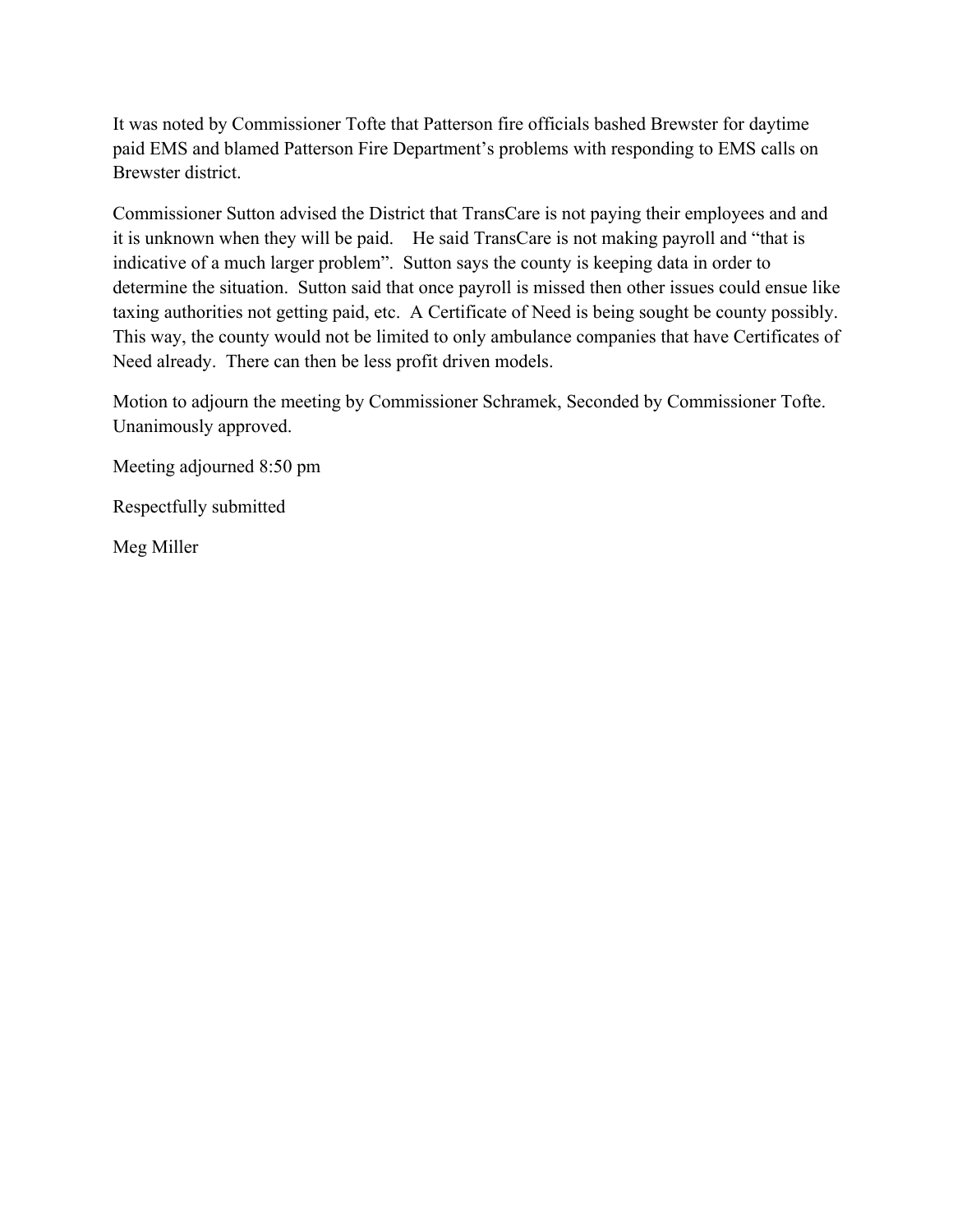It was noted by Commissioner Tofte that Patterson fire officials bashed Brewster for daytime paid EMS and blamed Patterson Fire Department's problems with responding to EMS calls on Brewster district.

Commissioner Sutton advised the District that TransCare is not paying their employees and and it is unknown when they will be paid. He said TransCare is not making payroll and "that is indicative of a much larger problem". Sutton says the county is keeping data in order to determine the situation. Sutton said that once payroll is missed then other issues could ensue like taxing authorities not getting paid, etc. A Certificate of Need is being sought be county possibly. This way, the county would not be limited to only ambulance companies that have Certificates of Need already. There can then be less profit driven models.

Motion to adjourn the meeting by Commissioner Schramek, Seconded by Commissioner Tofte. Unanimously approved.

Meeting adjourned 8:50 pm

Respectfully submitted

Meg Miller